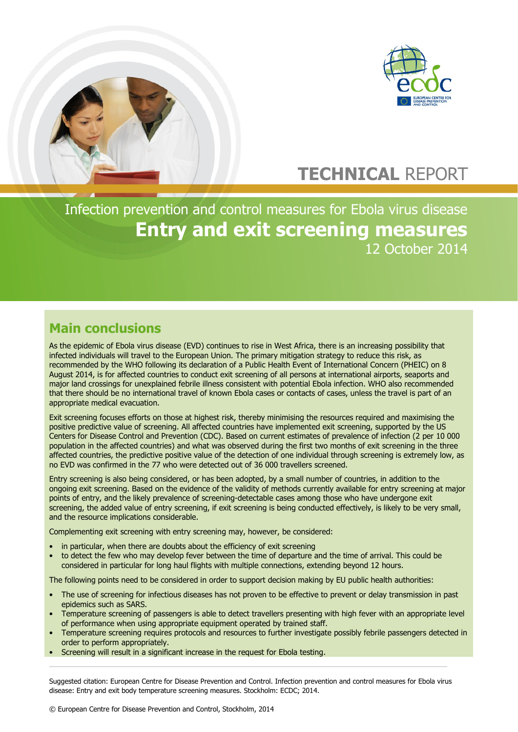# TECHNICAL REPORT

## Infection prevention and control measures for Ebola virus disease

# Entry and exit screening measures

12 October 2014

## Main conclusions

As the epidemic of Ebola virus disease (EVD) continues to rise in West Africa, there is an increasing possibility that infected individuals will travel to the European Union. The primary mitigation strategy to reduce this risk, as recommended by the WHO following its declaration of a Public Health Event of International Concern (PHEIC) on 8 August 2014, is for affected countries to conduct exit screening of all persons at international airports, seaports and major land crossings for unexplained febrile illness consistent with potential Ebola infection. WHO also recommended that there should be no international travel of known Ebola cases or contacts of cases, unless the travel is part of an appropriate medical evacuation.

Exit screening focuses efforts on those at highest risk, thereby minimising the resources required and maximising the positive predictive value of screening. All affected countries have implemented exit screening, supported by the US Centers for Disease Control and Prevention (CDC). Based on current estimates of prevalence of infection (2 per 10 000 population in the affected countries) and what was observed during the first two months of exit screening in the three affected countries, the predictive positive value of the detection of one individual through screening is extremely low, as no EVD was confirmed in the 77 who were detected out of 36 000 travellers screened.

Entry screening is also being considered, or has been adopted, by a small number of countries, in addition to the ongoing exit screening. Based on the evidence of the validity of methods currently available for entry screening at major points of entry, and the likely prevalence of screening-detectable cases among those who have undergone exit screening, the added value of entry screening, if exit screening is being conducted effectively, is likely to be very small, and the resource implications considerable.

Complementing exit screening with entry screening may, however, be considered:

- in particular, when there are doubts about the efficiency of exit screening
- to detect the few who may develop fever between the time of departure and the time of arrival. This could be considered in particular for long haul flights with multiple connections, extending beyond 12 hours.

The following points need to be considered in order to support decision making by EU public health authorities:

- The use of screening for infectious diseases has not proven to be effective to prevent or delay transmission in past epidemics such as SARS.
- Temperature screening of passengers is able to detect travellers presenting with high fever with an appropriate level of performance when using appropriate equipment operated by trained staff.
- Temperature screening requires protocols and resources to further investigate possibly febrile passengers detected in order to perform appropriately.
- Screening will result in a significant increase in the request for Ebola testing.

Suggested citation: European Centre for Disease Prevention and Control. Infection prevention and control measures for Ebola virus disease: Entry and exit body temperature screening measures. Stockholm: ECDC; 2014.

© European Centre for Disease Prevention and Control, Stockholm, 2014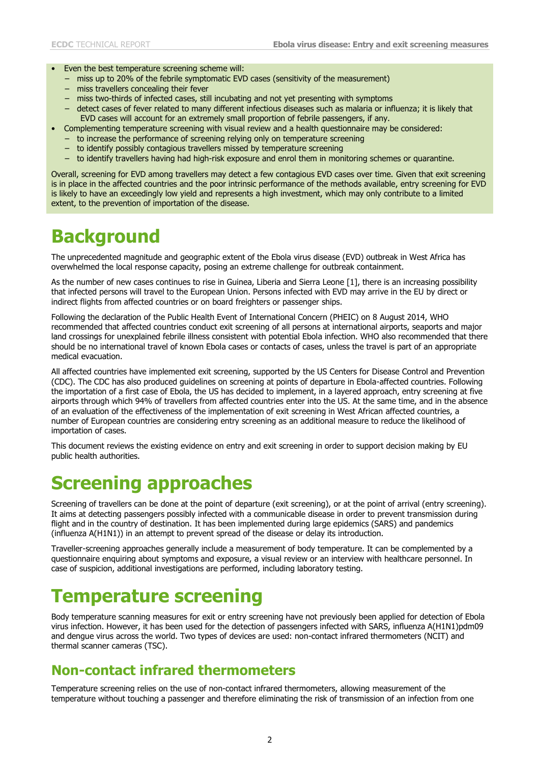- Even the best temperature screening scheme will:
  - miss up to 20% of the febrile symptomatic EVD cases (sensitivity of the measurement)
  - miss travellers concealing their fever
  - miss two-thirds of infected cases, still incubating and not yet presenting with symptoms
  - detect cases of fever related to many different infectious diseases such as malaria or influenza; it is likely that EVD cases will account for an extremely small proportion of febrile passengers, if any.
- Complementing temperature screening with visual review and a health questionnaire may be considered:
  - to increase the performance of screening relying only on temperature screening
  - to identify possibly contagious travellers missed by temperature screening
  - to identify travellers having had high-risk exposure and enrol them in monitoring schemes or quarantine.

Overall, screening for EVD among travellers may detect a few contagious EVD cases over time. Given that exit screening is in place in the affected countries and the poor intrinsic performance of the methods available, entry screening for EVD is likely to have an exceedingly low yield and represents a high investment, which may only contribute to a limited extent, to the prevention of importation of the disease.

# Background

The unprecedented magnitude and geographic extent of the Ebola virus disease (EVD) outbreak in West Africa has overwhelmed the local response capacity, posing an extreme challenge for outbreak containment.

As the number of new cases continues to rise in Guinea, Liberia and Sierra Leone [1], there is an increasing possibility that infected persons will travel to the European Union. Persons infected with EVD may arrive in the EU by direct or indirect flights from affected countries or on board freighters or passenger ships.

Following the declaration of the Public Health Event of International Concern (PHEIC) on 8 August 2014, WHO recommended that affected countries conduct exit screening of all persons at international airports, seaports and major land crossings for unexplained febrile illness consistent with potential Ebola infection. WHO also recommended that there should be no international travel of known Ebola cases or contacts of cases, unless the travel is part of an appropriate medical evacuation.

All affected countries have implemented exit screening, supported by the US Centers for Disease Control and Prevention (CDC). The CDC has also produced guidelines on screening at points of departure in Ebola-affected countries. Following the importation of a first case of Ebola, the US has decided to implement, in a layered approach, entry screening at five airports through which 94% of travellers from affected countries enter into the US. At the same time, and in the absence of an evaluation of the effectiveness of the implementation of exit screening in West African affected countries, a number of European countries are considering entry screening as an additional measure to reduce the likelihood of importation of cases.

This document reviews the existing evidence on entry and exit screening in order to support decision making by EU public health authorities.

# Screening approaches

Screening of travellers can be done at the point of departure (exit screening), or at the point of arrival (entry screening). It aims at detecting passengers possibly infected with a communicable disease in order to prevent transmission during flight and in the country of destination. It has been implemented during large epidemics (SARS) and pandemics (influenza A(H1N1)) in an attempt to prevent spread of the disease or delay its introduction.

Traveller-screening approaches generally include a measurement of body temperature. It can be complemented by a questionnaire enquiring about symptoms and exposure, a visual review or an interview with healthcare personnel. In case of suspicion, additional investigations are performed, including laboratory testing.

# Temperature screening

Body temperature scanning measures for exit or entry screening have not previously been applied for detection of Ebola virus infection. However, it has been used for the detection of passengers infected with SARS, influenza A(H1N1)pdm09 and dengue virus across the world. Two types of devices are used: non-contact infrared thermometers (NCIT) and thermal scanner cameras (TSC).

## Non-contact infrared thermometers

Temperature screening relies on the use of non-contact infrared thermometers, allowing measurement of the temperature without touching a passenger and therefore eliminating the risk of transmission of an infection from one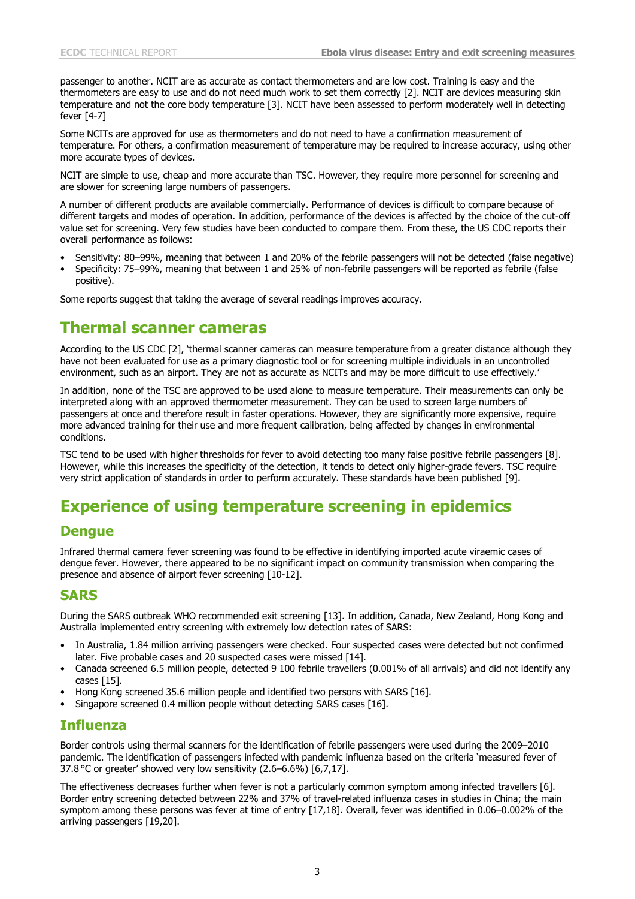passenger to another. NCIT are as accurate as contact thermometers and are low cost. Training is easy and the thermometers are easy to use and do not need much work to set them correctly [2]. NCIT are devices measuring skin temperature and not the core body temperature [3]. NCIT have been assessed to perform moderately well in detecting fever [4-7]

Some NCITs are approved for use as thermometers and do not need to have a confirmation measurement of temperature. For others, a confirmation measurement of temperature may be required to increase accuracy, using other more accurate types of devices.

NCIT are simple to use, cheap and more accurate than TSC. However, they require more personnel for screening and are slower for screening large numbers of passengers.

A number of different products are available commercially. Performance of devices is difficult to compare because of different targets and modes of operation. In addition, performance of the devices is affected by the choice of the cut-off value set for screening. Very few studies have been conducted to compare them. From these, the US CDC reports their overall performance as follows:

- Sensitivity: 80–99%, meaning that between 1 and 20% of the febrile passengers will not be detected (false negative)
- Specificity: 75–99%, meaning that between 1 and 25% of non-febrile passengers will be reported as febrile (false positive).

Some reports suggest that taking the average of several readings improves accuracy.

# Thermal scanner cameras

According to the US CDC [2], 'thermal scanner cameras can measure temperature from a greater distance although they have not been evaluated for use as a primary diagnostic tool or for screening multiple individuals in an uncontrolled environment, such as an airport. They are not as accurate as NCITs and may be more difficult to use effectively.'

In addition, none of the TSC are approved to be used alone to measure temperature. Their measurements can only be interpreted along with an approved thermometer measurement. They can be used to screen large numbers of passengers at once and therefore result in faster operations. However, they are significantly more expensive, require more advanced training for their use and more frequent calibration, being affected by changes in environmental conditions.

TSC tend to be used with higher thresholds for fever to avoid detecting too many false positive febrile passengers [8]. However, while this increases the specificity of the detection, it tends to detect only higher-grade fevers. TSC require very strict application of standards in order to perform accurately. These standards have been published [9].

# Experience of using temperature screening in epidemics

## Dengue

Infrared thermal camera fever screening was found to be effective in identifying imported acute viraemic cases of dengue fever. However, there appeared to be no significant impact on community transmission when comparing the presence and absence of airport fever screening [10-12].

## SARS

During the SARS outbreak WHO recommended exit screening [13]. In addition, Canada, New Zealand, Hong Kong and Australia implemented entry screening with extremely low detection rates of SARS:

- In Australia, 1.84 million arriving passengers were checked. Four suspected cases were detected but not confirmed later. Five probable cases and 20 suspected cases were missed [14].
- Canada screened 6.5 million people, detected 9 100 febrile travellers (0.001% of all arrivals) and did not identify any cases [15].
- Hong Kong screened 35.6 million people and identified two persons with SARS [16].
- Singapore screened 0.4 million people without detecting SARS cases [16].

## Influenza

Border controls using thermal scanners for the identification of febrile passengers were used during the 2009–2010 pandemic. The identification of passengers infected with pandemic influenza based on the criteria 'measured fever of 37.8 °C or greater' showed very low sensitivity (2.6–6.6%) [6,7,17].

The effectiveness decreases further when fever is not a particularly common symptom among infected travellers [6]. Border entry screening detected between 22% and 37% of travel-related influenza cases in studies in China; the main symptom among these persons was fever at time of entry [17,18]. Overall, fever was identified in 0.06–0.002% of the arriving passengers [19,20].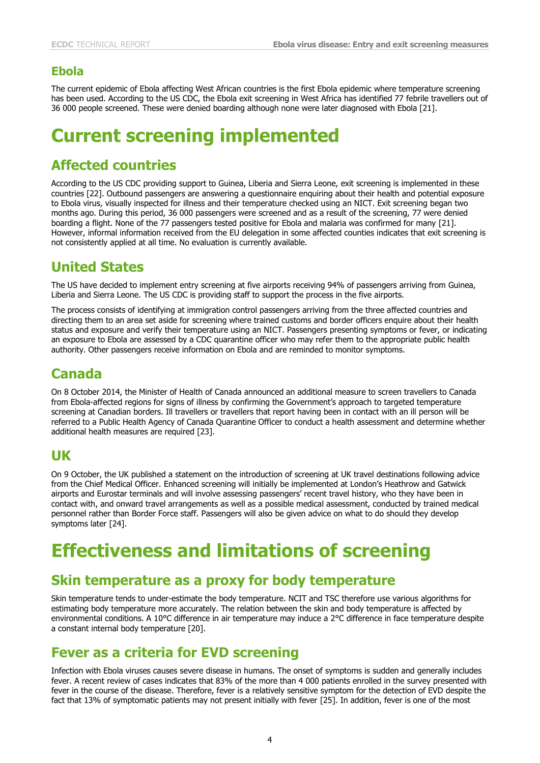## Ebola

The current epidemic of Ebola affecting West African countries is the first Ebola epidemic where temperature screening has been used. According to the US CDC, the Ebola exit screening in West Africa has identified 77 febrile travellers out of 36 000 people screened. These were denied boarding although none were later diagnosed with Ebola [21].

# Current screening implemented

## Affected countries

According to the US CDC providing support to Guinea, Liberia and Sierra Leone, exit screening is implemented in these countries [22]. Outbound passengers are answering a questionnaire enquiring about their health and potential exposure to Ebola virus, visually inspected for illness and their temperature checked using an NICT. Exit screening began two months ago. During this period, 36 000 passengers were screened and as a result of the screening, 77 were denied boarding a flight. None of the 77 passengers tested positive for Ebola and malaria was confirmed for many [21]. However, informal information received from the EU delegation in some affected counties indicates that exit screening is not consistently applied at all time. No evaluation is currently available.

## United States

The US have decided to implement entry screening at five airports receiving 94% of passengers arriving from Guinea, Liberia and Sierra Leone. The US CDC is providing staff to support the process in the five airports.

The process consists of identifying at immigration control passengers arriving from the three affected countries and directing them to an area set aside for screening where trained customs and border officers enquire about their health status and exposure and verify their temperature using an NICT. Passengers presenting symptoms or fever, or indicating an exposure to Ebola are assessed by a CDC quarantine officer who may refer them to the appropriate public health authority. Other passengers receive information on Ebola and are reminded to monitor symptoms.

## Canada

On 8 October 2014, the Minister of Health of Canada announced an additional measure to screen travellers to Canada from Ebola-affected regions for signs of illness by confirming the Government's approach to targeted temperature screening at Canadian borders. Ill travellers or travellers that report having been in contact with an ill person will be referred to a Public Health Agency of Canada Quarantine Officer to conduct a health assessment and determine whether additional health measures are required [23].

## UK

On 9 October, the UK published a statement on the introduction of screening at UK travel destinations following advice from the Chief Medical Officer. Enhanced screening will initially be implemented at London's Heathrow and Gatwick airports and Eurostar terminals and will involve assessing passengers' recent travel history, who they have been in contact with, and onward travel arrangements as well as a possible medical assessment, conducted by trained medical personnel rather than Border Force staff. Passengers will also be given advice on what to do should they develop symptoms later [24].

# Effectiveness and limitations of screening

## Skin temperature as a proxy for body temperature

Skin temperature tends to under-estimate the body temperature. NCIT and TSC therefore use various algorithms for estimating body temperature more accurately. The relation between the skin and body temperature is affected by environmental conditions. A 10°C difference in air temperature may induce a 2°C difference in face temperature despite a constant internal body temperature [20].

## Fever as a criteria for EVD screening

Infection with Ebola viruses causes severe disease in humans. The onset of symptoms is sudden and generally includes fever. A recent review of cases indicates that 83% of the more than 4 000 patients enrolled in the survey presented with fever in the course of the disease. Therefore, fever is a relatively sensitive symptom for the detection of EVD despite the fact that 13% of symptomatic patients may not present initially with fever [25]. In addition, fever is one of the most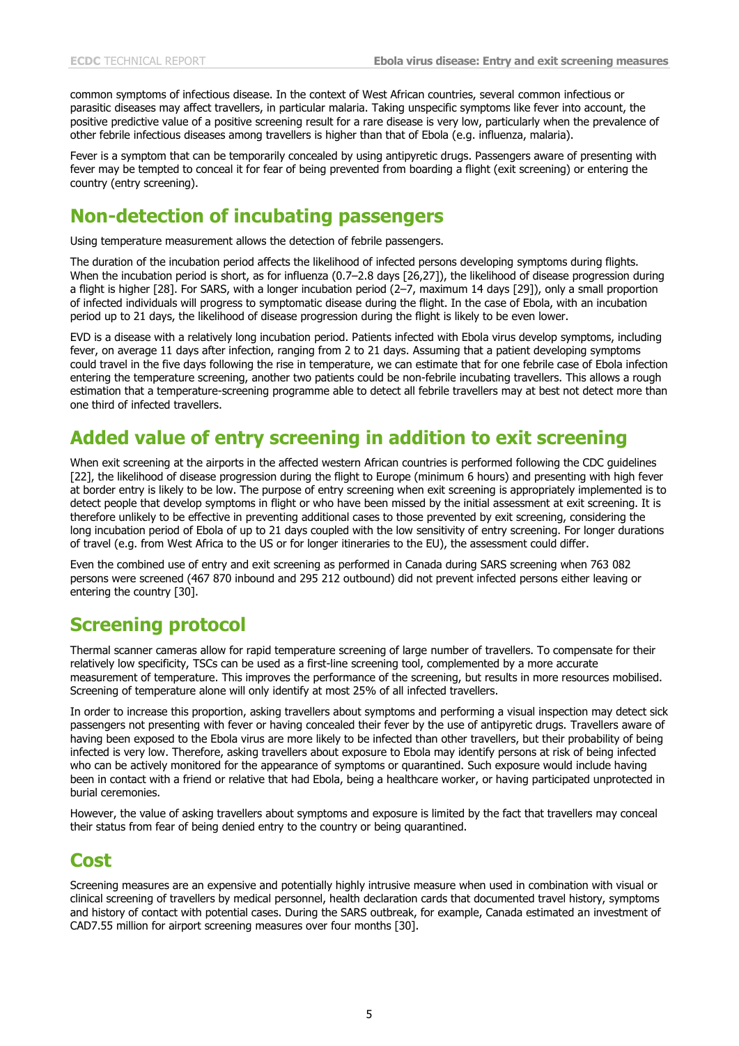common symptoms of infectious disease. In the context of West African countries, several common infectious or parasitic diseases may affect travellers, in particular malaria. Taking unspecific symptoms like fever into account, the positive predictive value of a positive screening result for a rare disease is very low, particularly when the prevalence of other febrile infectious diseases among travellers is higher than that of Ebola (e.g. influenza, malaria).

Fever is a symptom that can be temporarily concealed by using antipyretic drugs. Passengers aware of presenting with fever may be tempted to conceal it for fear of being prevented from boarding a flight (exit screening) or entering the country (entry screening).

## Non-detection of incubating passengers

Using temperature measurement allows the detection of febrile passengers.

The duration of the incubation period affects the likelihood of infected persons developing symptoms during flights. When the incubation period is short, as for influenza (0.7–2.8 days [26,27]), the likelihood of disease progression during a flight is higher [28]. For SARS, with a longer incubation period (2–7, maximum 14 days [29]), only a small proportion of infected individuals will progress to symptomatic disease during the flight. In the case of Ebola, with an incubation period up to 21 days, the likelihood of disease progression during the flight is likely to be even lower.

EVD is a disease with a relatively long incubation period. Patients infected with Ebola virus develop symptoms, including fever, on average 11 days after infection, ranging from 2 to 21 days. Assuming that a patient developing symptoms could travel in the five days following the rise in temperature, we can estimate that for one febrile case of Ebola infection entering the temperature screening, another two patients could be non-febrile incubating travellers. This allows a rough estimation that a temperature-screening programme able to detect all febrile travellers may at best not detect more than one third of infected travellers.

## Added value of entry screening in addition to exit screening

When exit screening at the airports in the affected western African countries is performed following the CDC guidelines [22], the likelihood of disease progression during the flight to Europe (minimum 6 hours) and presenting with high fever at border entry is likely to be low. The purpose of entry screening when exit screening is appropriately implemented is to detect people that develop symptoms in flight or who have been missed by the initial assessment at exit screening. It is therefore unlikely to be effective in preventing additional cases to those prevented by exit screening, considering the long incubation period of Ebola of up to 21 days coupled with the low sensitivity of entry screening. For longer durations of travel (e.g. from West Africa to the US or for longer itineraries to the EU), the assessment could differ.

Even the combined use of entry and exit screening as performed in Canada during SARS screening when 763 082 persons were screened (467 870 inbound and 295 212 outbound) did not prevent infected persons either leaving or entering the country [30].

## Screening protocol

Thermal scanner cameras allow for rapid temperature screening of large number of travellers. To compensate for their relatively low specificity, TSCs can be used as a first-line screening tool, complemented by a more accurate measurement of temperature. This improves the performance of the screening, but results in more resources mobilised. Screening of temperature alone will only identify at most 25% of all infected travellers.

In order to increase this proportion, asking travellers about symptoms and performing a visual inspection may detect sick passengers not presenting with fever or having concealed their fever by the use of antipyretic drugs. Travellers aware of having been exposed to the Ebola virus are more likely to be infected than other travellers, but their probability of being infected is very low. Therefore, asking travellers about exposure to Ebola may identify persons at risk of being infected who can be actively monitored for the appearance of symptoms or quarantined. Such exposure would include having been in contact with a friend or relative that had Ebola, being a healthcare worker, or having participated unprotected in burial ceremonies.

However, the value of asking travellers about symptoms and exposure is limited by the fact that travellers may conceal their status from fear of being denied entry to the country or being quarantined.

## Cost

Screening measures are an expensive and potentially highly intrusive measure when used in combination with visual or clinical screening of travellers by medical personnel, health declaration cards that documented travel history, symptoms and history of contact with potential cases. During the SARS outbreak, for example, Canada estimated an investment of CAD7.55 million for airport screening measures over four months [30].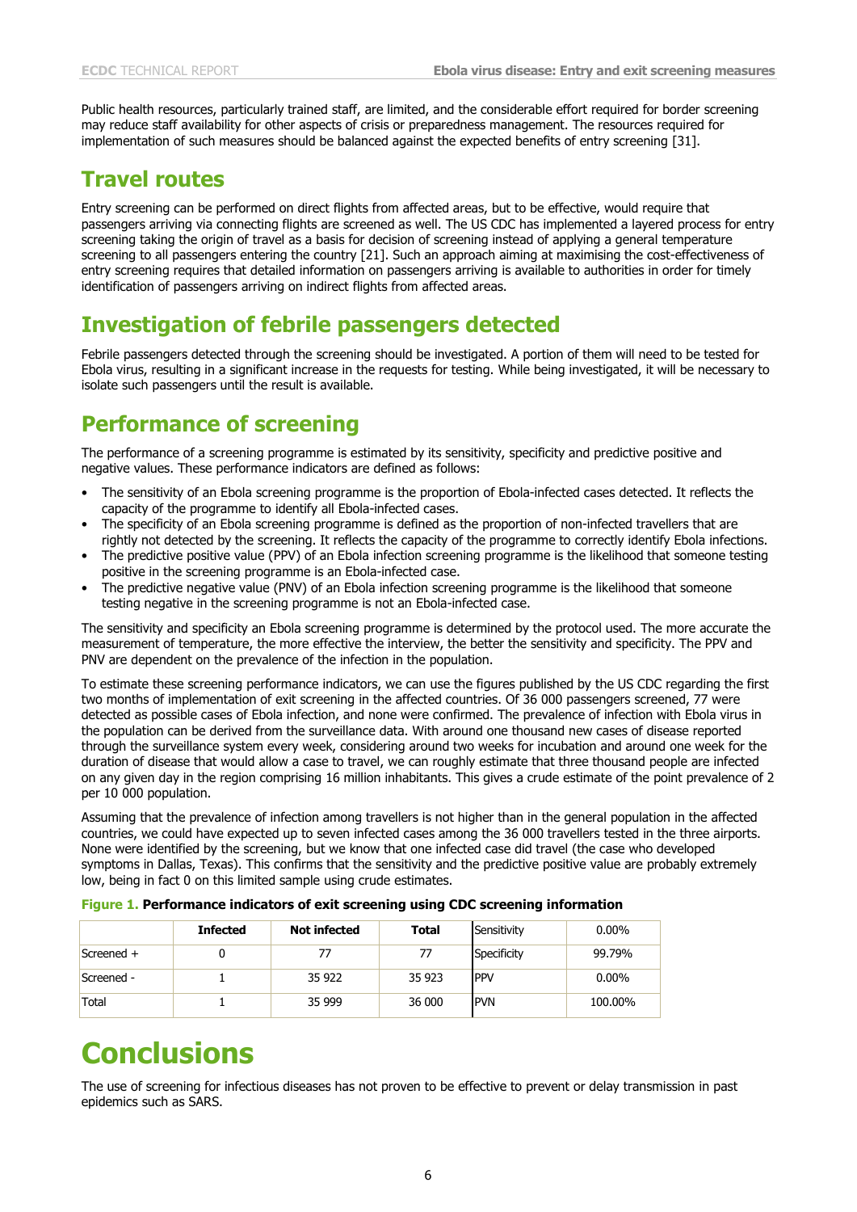Public health resources, particularly trained staff, are limited, and the considerable effort required for border screening may reduce staff availability for other aspects of crisis or preparedness management. The resources required for implementation of such measures should be balanced against the expected benefits of entry screening [31].

## Travel routes

Entry screening can be performed on direct flights from affected areas, but to be effective, would require that passengers arriving via connecting flights are screened as well. The US CDC has implemented a layered process for entry screening taking the origin of travel as a basis for decision of screening instead of applying a general temperature screening to all passengers entering the country [21]. Such an approach aiming at maximising the cost-effectiveness of entry screening requires that detailed information on passengers arriving is available to authorities in order for timely identification of passengers arriving on indirect flights from affected areas.

## Investigation of febrile passengers detected

Febrile passengers detected through the screening should be investigated. A portion of them will need to be tested for Ebola virus, resulting in a significant increase in the requests for testing. While being investigated, it will be necessary to isolate such passengers until the result is available.

## Performance of screening

The performance of a screening programme is estimated by its sensitivity, specificity and predictive positive and negative values. These performance indicators are defined as follows:

- The sensitivity of an Ebola screening programme is the proportion of Ebola-infected cases detected. It reflects the capacity of the programme to identify all Ebola-infected cases.
- The specificity of an Ebola screening programme is defined as the proportion of non-infected travellers that are rightly not detected by the screening. It reflects the capacity of the programme to correctly identify Ebola infections.
- The predictive positive value (PPV) of an Ebola infection screening programme is the likelihood that someone testing positive in the screening programme is an Ebola-infected case.
- The predictive negative value (PNV) of an Ebola infection screening programme is the likelihood that someone testing negative in the screening programme is not an Ebola-infected case.

The sensitivity and specificity an Ebola screening programme is determined by the protocol used. The more accurate the measurement of temperature, the more effective the interview, the better the sensitivity and specificity. The PPV and PNV are dependent on the prevalence of the infection in the population.

To estimate these screening performance indicators, we can use the figures published by the US CDC regarding the first two months of implementation of exit screening in the affected countries. Of 36 000 passengers screened, 77 were detected as possible cases of Ebola infection, and none were confirmed. The prevalence of infection with Ebola virus in the population can be derived from the surveillance data. With around one thousand new cases of disease reported through the surveillance system every week, considering around two weeks for incubation and around one week for the duration of disease that would allow a case to travel, we can roughly estimate that three thousand people are infected on any given day in the region comprising 16 million inhabitants. This gives a crude estimate of the point prevalence of 2 per 10 000 population.

Assuming that the prevalence of infection among travellers is not higher than in the general population in the affected countries, we could have expected up to seven infected cases among the 36 000 travellers tested in the three airports. None were identified by the screening, but we know that one infected case did travel (the case who developed symptoms in Dallas, Texas). This confirms that the sensitivity and the predictive positive value are probably extremely low, being in fact 0 on this limited sample using crude estimates.

**Figure 1. Performance indicators of exit screening using CDC screening information**

| | Infected | Not infected | Total | | |
|---|---|---|---|---|---|
| Screened + | 0 | 77 | 77 | Sensitivity | 0.00% |
| Screened - | 1 | 35 922 | 35 923 | Specificity | 99.79% |
| Total | 1 | 35 999 | 36 000 | PPV | 0.00% |
| | | | | PVN | 100.00% |

# Conclusions

The use of screening for infectious diseases has not proven to be effective to prevent or delay transmission in past epidemics such as SARS.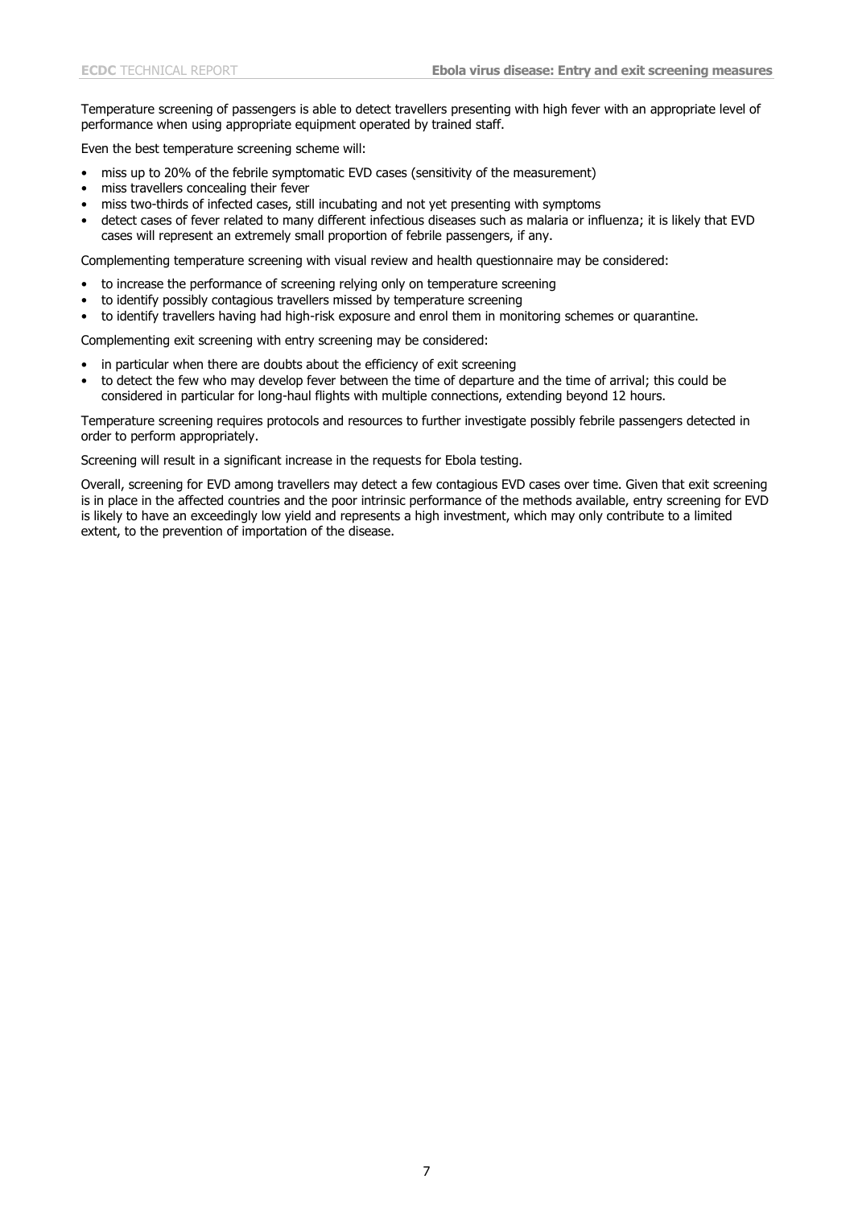Temperature screening of passengers is able to detect travellers presenting with high fever with an appropriate level of performance when using appropriate equipment operated by trained staff.

Even the best temperature screening scheme will:

- miss up to 20% of the febrile symptomatic EVD cases (sensitivity of the measurement)
- miss travellers concealing their fever
- miss two-thirds of infected cases, still incubating and not yet presenting with symptoms
- detect cases of fever related to many different infectious diseases such as malaria or influenza; it is likely that EVD cases will represent an extremely small proportion of febrile passengers, if any.

Complementing temperature screening with visual review and health questionnaire may be considered:

- to increase the performance of screening relying only on temperature screening
- to identify possibly contagious travellers missed by temperature screening
- to identify travellers having had high-risk exposure and enrol them in monitoring schemes or quarantine.

Complementing exit screening with entry screening may be considered:

- in particular when there are doubts about the efficiency of exit screening
- to detect the few who may develop fever between the time of departure and the time of arrival; this could be considered in particular for long-haul flights with multiple connections, extending beyond 12 hours.

Temperature screening requires protocols and resources to further investigate possibly febrile passengers detected in order to perform appropriately.

Screening will result in a significant increase in the requests for Ebola testing.

Overall, screening for EVD among travellers may detect a few contagious EVD cases over time. Given that exit screening is in place in the affected countries and the poor intrinsic performance of the methods available, entry screening for EVD is likely to have an exceedingly low yield and represents a high investment, which may only contribute to a limited extent, to the prevention of importation of the disease.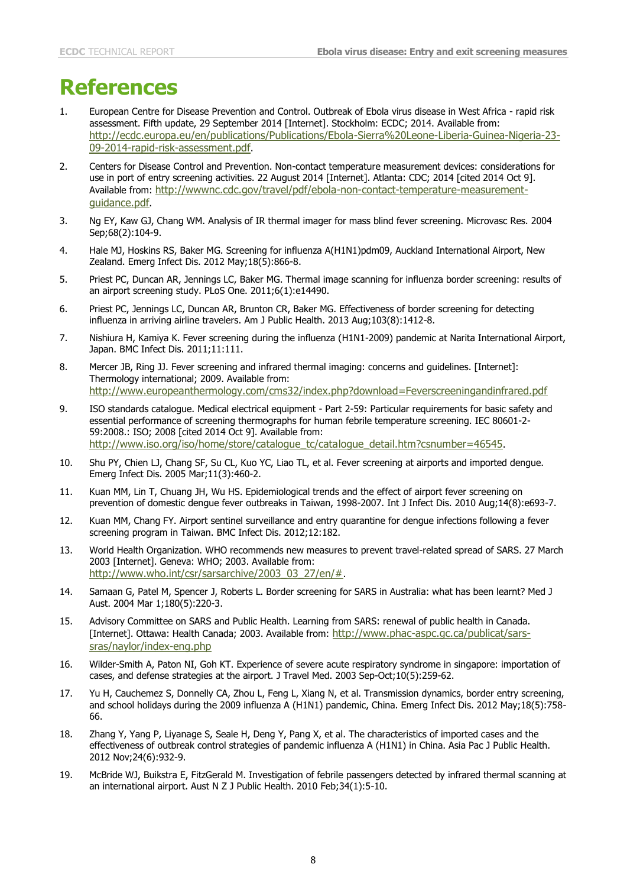# References

1. European Centre for Disease Prevention and Control. Outbreak of Ebola virus disease in West Africa - rapid risk assessment. Fifth update, 29 September 2014 [Internet]. Stockholm: ECDC; 2014. Available from: http://ecdc.europa.eu/en/publications/Publications/Ebola-Sierra%20Leone-Liberia-Guinea-Nigeria-23-09-2014-rapid-risk-assessment.pdf.
2. Centers for Disease Control and Prevention. Non-contact temperature measurement devices: considerations for use in port of entry screening activities. 22 August 2014 [Internet]. Atlanta: CDC; 2014 [cited 2014 Oct 9]. Available from: http://wwwnc.cdc.gov/travel/pdf/ebola-non-contact-temperature-measurement-guidance.pdf.
3. Ng EY, Kaw GJ, Chang WM. Analysis of IR thermal imager for mass blind fever screening. Microvasc Res. 2004 Sep;68(2):104-9.
4. Hale MJ, Hoskins RS, Baker MG. Screening for influenza A(H1N1)pdm09, Auckland International Airport, New Zealand. Emerg Infect Dis. 2012 May;18(5):866-8.
5. Priest PC, Duncan AR, Jennings LC, Baker MG. Thermal image scanning for influenza border screening: results of an airport screening study. PLoS One. 2011;6(1):e14490.
6. Priest PC, Jennings LC, Duncan AR, Brunton CR, Baker MG. Effectiveness of border screening for detecting influenza in arriving airline travelers. Am J Public Health. 2013 Aug;103(8):1412-8.
7. Nishiura H, Kamiya K. Fever screening during the influenza (H1N1-2009) pandemic at Narita International Airport, Japan. BMC Infect Dis. 2011;11:111.
8. Mercer JB, Ring JJ. Fever screening and infrared thermal imaging: concerns and guidelines. [Internet]: Thermology international; 2009. Available from: http://www.europeanthermology.com/cms32/index.php?download=Feverscreeningandinfrared.pdf
9. ISO standards catalogue. Medical electrical equipment - Part 2-59: Particular requirements for basic safety and essential performance of screening thermographs for human febrile temperature screening. IEC 80601-2-59:2008.: ISO; 2008 [cited 2014 Oct 9]. Available from: http://www.iso.org/iso/home/store/catalogue_tc/catalogue_detail.htm?csnumber=46545.
10. Shu PY, Chien LJ, Chang SF, Su CL, Kuo YC, Liao TL, et al. Fever screening at airports and imported dengue. Emerg Infect Dis. 2005 Mar;11(3):460-2.
11. Kuan MM, Lin T, Chuang JH, Wu HS. Epidemiological trends and the effect of airport fever screening on prevention of domestic dengue fever outbreaks in Taiwan, 1998-2007. Int J Infect Dis. 2010 Aug;14(8):e693-7.
12. Kuan MM, Chang FY. Airport sentinel surveillance and entry quarantine for dengue infections following a fever screening program in Taiwan. BMC Infect Dis. 2012;12:182.
13. World Health Organization. WHO recommends new measures to prevent travel-related spread of SARS. 27 March 2003 [Internet]. Geneva: WHO; 2003. Available from: http://www.who.int/csr/sarsarchive/2003_03_27/en/#.
14. Samaan G, Patel M, Spencer J, Roberts L. Border screening for SARS in Australia: what has been learnt? Med J Aust. 2004 Mar 1;180(5):220-3.
15. Advisory Committee on SARS and Public Health. Learning from SARS: renewal of public health in Canada. [Internet]. Ottawa: Health Canada; 2003. Available from: http://www.phac-aspc.gc.ca/publicat/sars-sras/naylor/index-eng.php
16. Wilder-Smith A, Paton NI, Goh KT. Experience of severe acute respiratory syndrome in singapore: importation of cases, and defense strategies at the airport. J Travel Med. 2003 Sep-Oct;10(5):259-62.
17. Yu H, Cauchemez S, Donnelly CA, Zhou L, Feng L, Xiang N, et al. Transmission dynamics, border entry screening, and school holidays during the 2009 influenza A (H1N1) pandemic, China. Emerg Infect Dis. 2012 May;18(5):758-66.
18. Zhang Y, Yang P, Liyanage S, Seale H, Deng Y, Pang X, et al. The characteristics of imported cases and the effectiveness of outbreak control strategies of pandemic influenza A (H1N1) in China. Asia Pac J Public Health. 2012 Nov;24(6):932-9.
19. McBride WJ, Buikstra E, FitzGerald M. Investigation of febrile passengers detected by infrared thermal scanning at an international airport. Aust N Z J Public Health. 2010 Feb;34(1):5-10.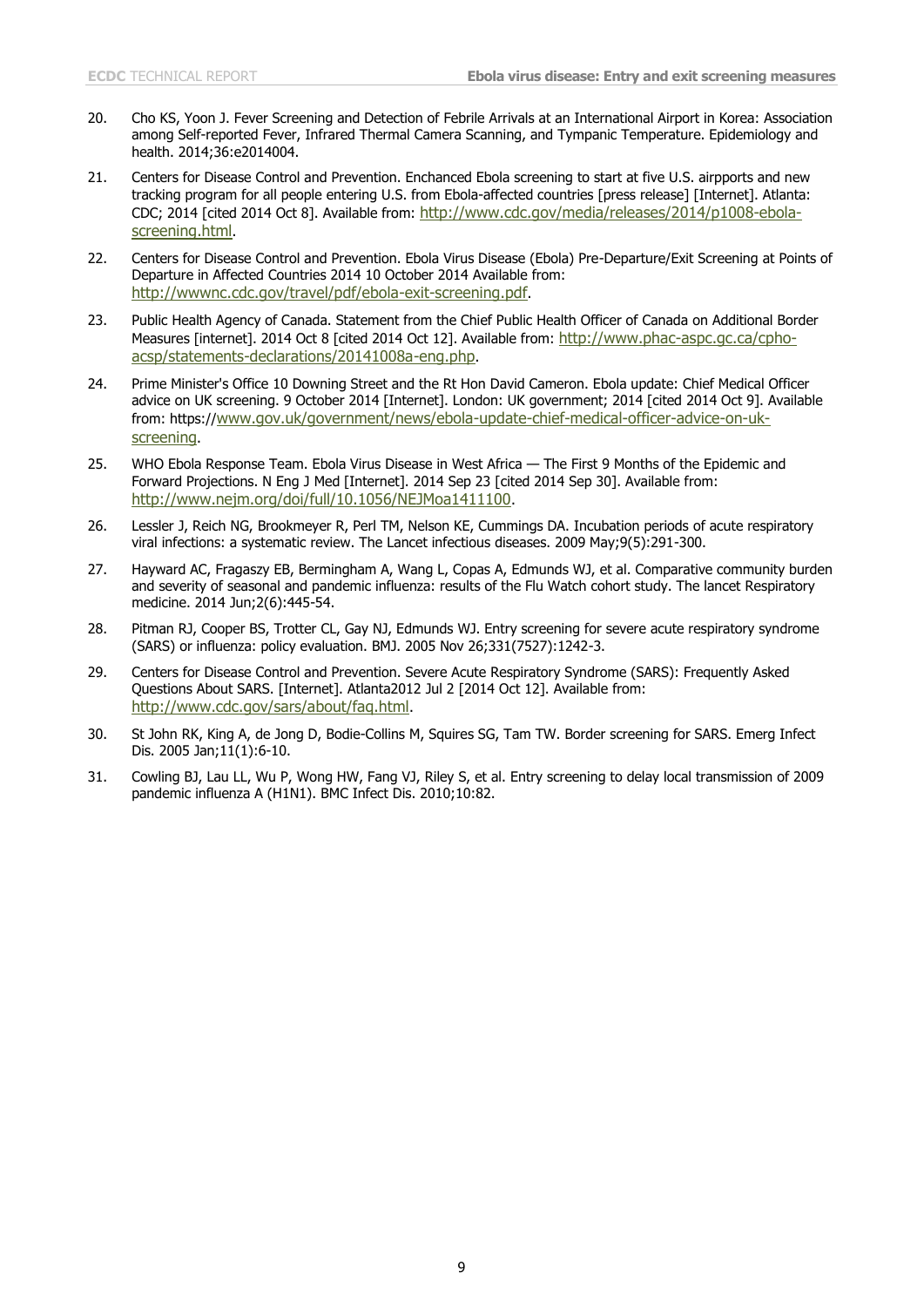20. Cho KS, Yoon J. Fever Screening and Detection of Febrile Arrivals at an International Airport in Korea: Association among Self-reported Fever, Infrared Thermal Camera Scanning, and Tympanic Temperature. Epidemiology and health. 2014;36:e2014004.

21. Centers for Disease Control and Prevention. Enchanced Ebola screening to start at five U.S. airpports and new tracking program for all people entering U.S. from Ebola-affected countries [press release] [Internet]. Atlanta: CDC; 2014 [cited 2014 Oct 8]. Available from: http://www.cdc.gov/media/releases/2014/p1008-ebola-screening.html.

22. Centers for Disease Control and Prevention. Ebola Virus Disease (Ebola) Pre-Departure/Exit Screening at Points of Departure in Affected Countries 2014 10 October 2014 Available from: http://wwwnc.cdc.gov/travel/pdf/ebola-exit-screening.pdf.

23. Public Health Agency of Canada. Statement from the Chief Public Health Officer of Canada on Additional Border Measures [internet]. 2014 Oct 8 [cited 2014 Oct 12]. Available from: http://www.phac-aspc.gc.ca/cpho-acsp/statements-declarations/20141008a-eng.php.

24. Prime Minister's Office 10 Downing Street and the Rt Hon David Cameron. Ebola update: Chief Medical Officer advice on UK screening. 9 October 2014 [Internet]. London: UK government; 2014 [cited 2014 Oct 9]. Available from: https://www.gov.uk/government/news/ebola-update-chief-medical-officer-advice-on-uk-screening.

25. WHO Ebola Response Team. Ebola Virus Disease in West Africa — The First 9 Months of the Epidemic and Forward Projections. N Eng J Med [Internet]. 2014 Sep 23 [cited 2014 Sep 30]. Available from: http://www.nejm.org/doi/full/10.1056/NEJMoa1411100.

26. Lessler J, Reich NG, Brookmeyer R, Perl TM, Nelson KE, Cummings DA. Incubation periods of acute respiratory viral infections: a systematic review. The Lancet infectious diseases. 2009 May;9(5):291-300.

27. Hayward AC, Fragaszy EB, Bermingham A, Wang L, Copas A, Edmunds WJ, et al. Comparative community burden and severity of seasonal and pandemic influenza: results of the Flu Watch cohort study. The lancet Respiratory medicine. 2014 Jun;2(6):445-54.

28. Pitman RJ, Cooper BS, Trotter CL, Gay NJ, Edmunds WJ. Entry screening for severe acute respiratory syndrome (SARS) or influenza: policy evaluation. BMJ. 2005 Nov 26;331(7527):1242-3.

29. Centers for Disease Control and Prevention. Severe Acute Respiratory Syndrome (SARS): Frequently Asked Questions About SARS. [Internet]. Atlanta2012 Jul 2 [2014 Oct 12]. Available from: http://www.cdc.gov/sars/about/faq.html.

30. St John RK, King A, de Jong D, Bodie-Collins M, Squires SG, Tam TW. Border screening for SARS. Emerg Infect Dis. 2005 Jan;11(1):6-10.

31. Cowling BJ, Lau LL, Wu P, Wong HW, Fang VJ, Riley S, et al. Entry screening to delay local transmission of 2009 pandemic influenza A (H1N1). BMC Infect Dis. 2010;10:82.